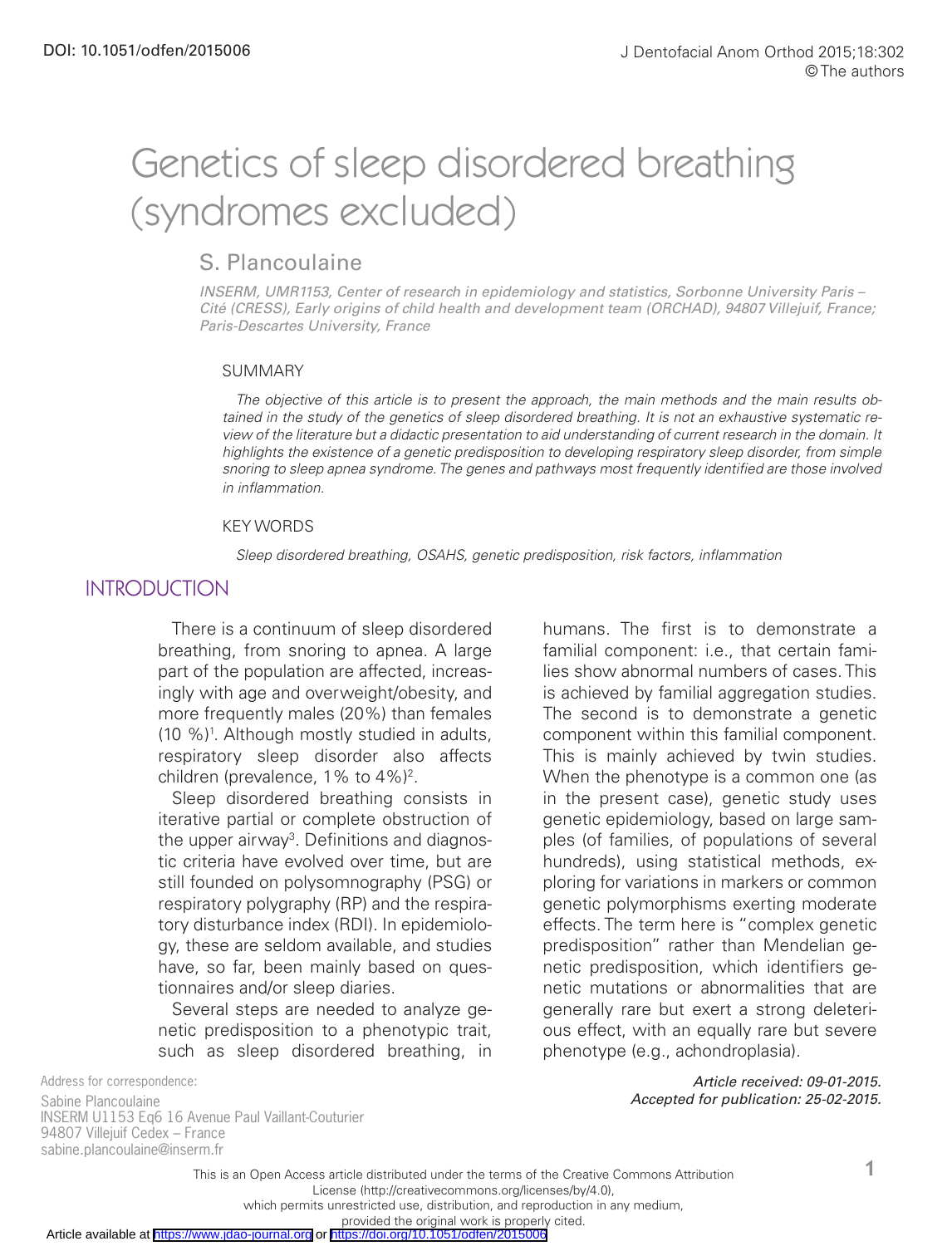# Genetics of sleep disordered breathing (syndromes excluded)

## S. Plancoulaine

*INSERM, UMR1153, Center of research in epidemiology and statistics, Sorbonne University Paris – Cité (CRESS), Early origins of child health and development team (ORCHAD), 94807 Villejuif, France; Paris-Descartes University, France*

### SUMMARY

*The objective of this article is to present the approach, the main methods and the main results obtained in the study of the genetics of sleep disordered breathing. It is not an exhaustive systematic review of the literature but a didactic presentation to aid understanding of current research in the domain. It highlights the existence of a genetic predisposition to developing respiratory sleep disorder, from simple snoring to sleep apnea syndrome. The genes and pathways most frequently identified are those involved in inflammation.*

### KEY WORDS

*Sleep disordered breathing, OSAHS, genetic predisposition, risk factors, inflammation*

## INTRODUCTION

There is a continuum of sleep disordered breathing, from snoring to apnea. A large part of the population are affected, increasingly with age and overweight/obesity, and more frequently males (20%) than females (10 %)[1]. Although mostly studied in adults, respiratory sleep disorder also affects children (prevalence, 1% to 4%)[2].

Sleep disordered breathing consists in iterative partial or complete obstruction of the upper airway[3]. Definitions and diagnostic criteria have evolved over time, but are still founded on polysomnography (PSG) or respiratory polygraphy (RP) and the respiratory disturbance index (RDI). In epidemiology, these are seldom available, and studies have, so far, been mainly based on questionnaires and/or sleep diaries.

Several steps are needed to analyze genetic predisposition to a phenotypic trait, such as sleep disordered breathing, in humans. The first is to demonstrate a familial component: i.e., that certain families show abnormal numbers of cases. This is achieved by familial aggregation studies. The second is to demonstrate a genetic component within this familial component. This is mainly achieved by twin studies. When the phenotype is a common one (as in the present case), genetic study uses genetic epidemiology, based on large samples (of families, of populations of several hundreds), using statistical methods, exploring for variations in markers or common genetic polymorphisms exerting moderate effects. The term here is "complex genetic predisposition" rather than Mendelian genetic predisposition, which identifiers genetic mutations or abnormalities that are generally rare but exert a strong deleterious effect, with an equally rare but severe phenotype (e.g., achondroplasia).

Address for correspondence:
Sabine Plancoulaine
INSERM U1153 Eq6 16 Avenue Paul Vaillant-Couturier
94807 Villejuif Cedex – France
sabine.plancoulaine@inserm.fr

*Article received: 09-01-2015.*
*Accepted for publication: 25-02-2015.*

This is an Open Access article distributed under the terms of the Creative Commons Attribution License (http://creativecommons.org/licenses/by/4.0), which permits unrestricted use, distribution, and reproduction in any medium, provided the original work is properly cited.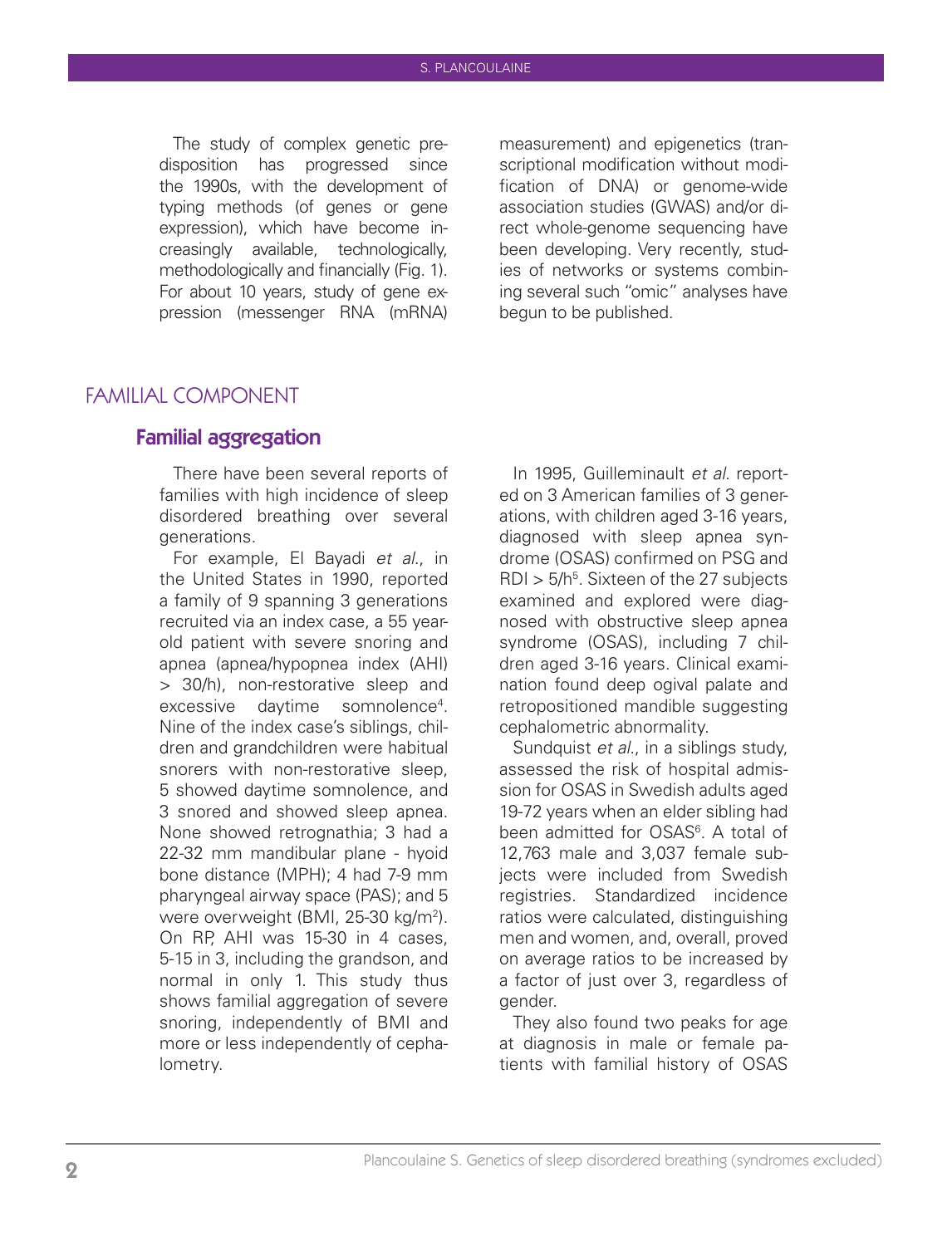The study of complex genetic predisposition has progressed since the 1990s, with the development of typing methods (of genes or gene expression), which have become increasingly available, technologically, methodologically and financially (Fig. 1). For about 10 years, study of gene expression (messenger RNA (mRNA) measurement) and epigenetics (transcriptional modification without modification of DNA) or genome-wide association studies (GWAS) and/or direct whole-genome sequencing have been developing. Very recently, studies of networks or systems combining several such "omic" analyses have begun to be published.

## FAMILIAL COMPONENT

### Familial aggregation

There have been several reports of families with high incidence of sleep disordered breathing over several generations.

For example, El Bayadi *et al*., in the United States in 1990, reported a family of 9 spanning 3 generations recruited via an index case, a 55 year-old patient with severe snoring and apnea (apnea/hypopnea index (AHI) > 30/h), non-restorative sleep and excessive daytime somnolence[4]. Nine of the index case's siblings, children and grandchildren were habitual snorers with non-restorative sleep, 5 showed daytime somnolence, and 3 snored and showed sleep apnea. None showed retrognathia; 3 had a 22-32 mm mandibular plane - hyoid bone distance (MPH); 4 had 7-9 mm pharyngeal airway space (PAS); and 5 were overweight (BMI, 25-30 kg/m$^2$). On RP, AHI was 15-30 in 4 cases, 5-15 in 3, including the grandson, and normal in only 1. This study thus shows familial aggregation of severe snoring, independently of BMI and more or less independently of cephalometry.

In 1995, Guilleminault *et al*. reported on 3 American families of 3 generations, with children aged 3-16 years, diagnosed with sleep apnea syndrome (OSAS) confirmed on PSG and RDI > 5/h[5]. Sixteen of the 27 subjects examined and explored were diagnosed with obstructive sleep apnea syndrome (OSAS), including 7 children aged 3-16 years. Clinical examination found deep ogival palate and retropositioned mandible suggesting cephalometric abnormality.

Sundquist *et al*., in a siblings study, assessed the risk of hospital admission for OSAS in Swedish adults aged 19-72 years when an elder sibling had been admitted for OSAS[6]. A total of 12,763 male and 3,037 female subjects were included from Swedish registries. Standardized incidence ratios were calculated, distinguishing men and women, and, overall, proved on average ratios to be increased by a factor of just over 3, regardless of gender.

They also found two peaks for age at diagnosis in male or female patients with familial history of OSAS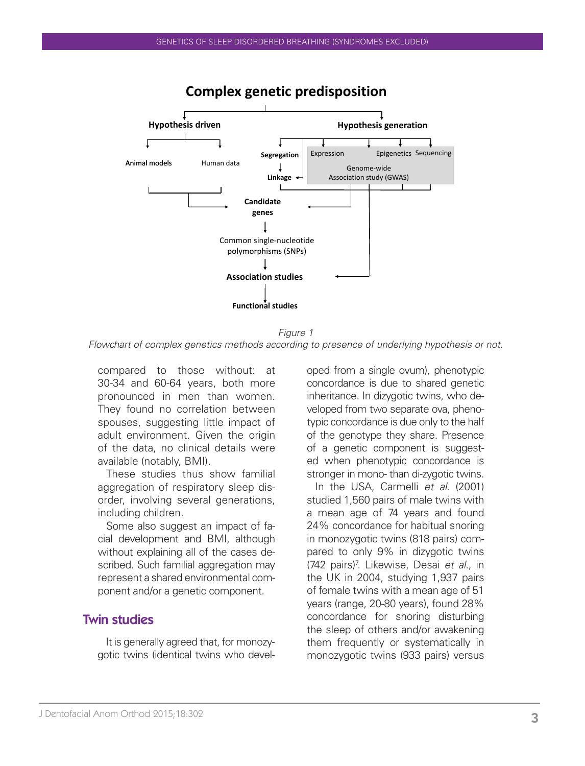*Figure 1*
*Flowchart of complex genetics methods according to presence of underlying hypothesis or not.*

compared to those without: at 30-34 and 60-64 years, both more pronounced in men than women. They found no correlation between spouses, suggesting little impact of adult environment. Given the origin of the data, no clinical details were available (notably, BMI).

These studies thus show familial aggregation of respiratory sleep disorder, involving several generations, including children.

Some also suggest an impact of facial development and BMI, although without explaining all of the cases described. Such familial aggregation may represent a shared environmental component and/or a genetic component.

## Twin studies

It is generally agreed that, for monozygotic twins (identical twins who developed from a single ovum), phenotypic concordance is due to shared genetic inheritance. In dizygotic twins, who developed from two separate ova, phenotypic concordance is due only to the half of the genotype they share. Presence of a genetic component is suggested when phenotypic concordance is stronger in mono- than di-zygotic twins.

In the USA, Carmelli *et al.* (2001) studied 1,560 pairs of male twins with a mean age of 74 years and found 24% concordance for habitual snoring in monozygotic twins (818 pairs) compared to only 9% in dizygotic twins (742 pairs)[7]. Likewise, Desai *et al.*, in the UK in 2004, studying 1,937 pairs of female twins with a mean age of 51 years (range, 20-80 years), found 28% concordance for snoring disturbing the sleep of others and/or awakening them frequently or systematically in monozygotic twins (933 pairs) versus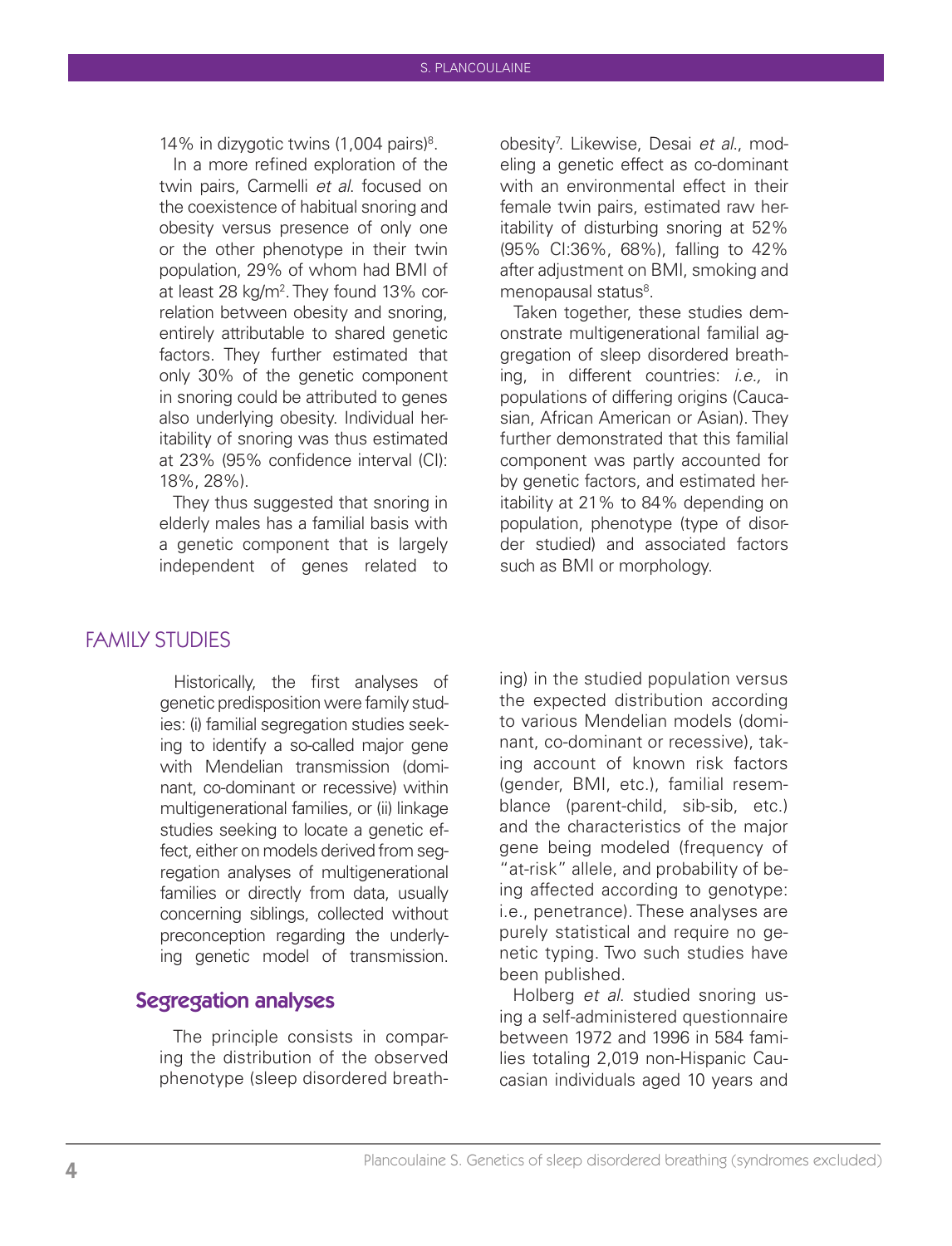14% in dizygotic twins (1,004 pairs)[8].

In a more refined exploration of the twin pairs, Carmelli *et al.* focused on the coexistence of habitual snoring and obesity versus presence of only one or the other phenotype in their twin population, 29% of whom had BMI of at least 28 kg/m$^2$. They found 13% correlation between obesity and snoring, entirely attributable to shared genetic factors. They further estimated that only 30% of the genetic component in snoring could be attributed to genes also underlying obesity. Individual heritability of snoring was thus estimated at 23% (95% confidence interval (CI): 18%, 28%).

They thus suggested that snoring in elderly males has a familial basis with a genetic component that is largely independent of genes related to obesity[7]. Likewise, Desai *et al.*, modeling a genetic effect as co-dominant with an environmental effect in their female twin pairs, estimated raw heritability of disturbing snoring at 52% (95% CI:36%, 68%), falling to 42% after adjustment on BMI, smoking and menopausal status[8].

Taken together, these studies demonstrate multigenerational familial aggregation of sleep disordered breathing, in different countries: *i.e.,* in populations of differing origins (Caucasian, African American or Asian). They further demonstrated that this familial component was partly accounted for by genetic factors, and estimated heritability at 21% to 84% depending on population, phenotype (type of disorder studied) and associated factors such as BMI or morphology.

# FAMILY STUDIES

Historically, the first analyses of genetic predisposition were family studies: (i) familial segregation studies seeking to identify a so-called major gene with Mendelian transmission (dominant, co-dominant or recessive) within multigenerational families, or (ii) linkage studies seeking to locate a genetic effect, either on models derived from segregation analyses of multigenerational families or directly from data, usually concerning siblings, collected without preconception regarding the underlying genetic model of transmission.

## Segregation analyses

The principle consists in comparing the distribution of the observed phenotype (sleep disordered breathing) in the studied population versus the expected distribution according to various Mendelian models (dominant, co-dominant or recessive), taking account of known risk factors (gender, BMI, etc.), familial resemblance (parent-child, sib-sib, etc.) and the characteristics of the major gene being modeled (frequency of "at-risk" allele, and probability of being affected according to genotype: i.e., penetrance). These analyses are purely statistical and require no genetic typing. Two such studies have been published.

Holberg *et al.* studied snoring using a self-administered questionnaire between 1972 and 1996 in 584 families totaling 2,019 non-Hispanic Caucasian individuals aged 10 years and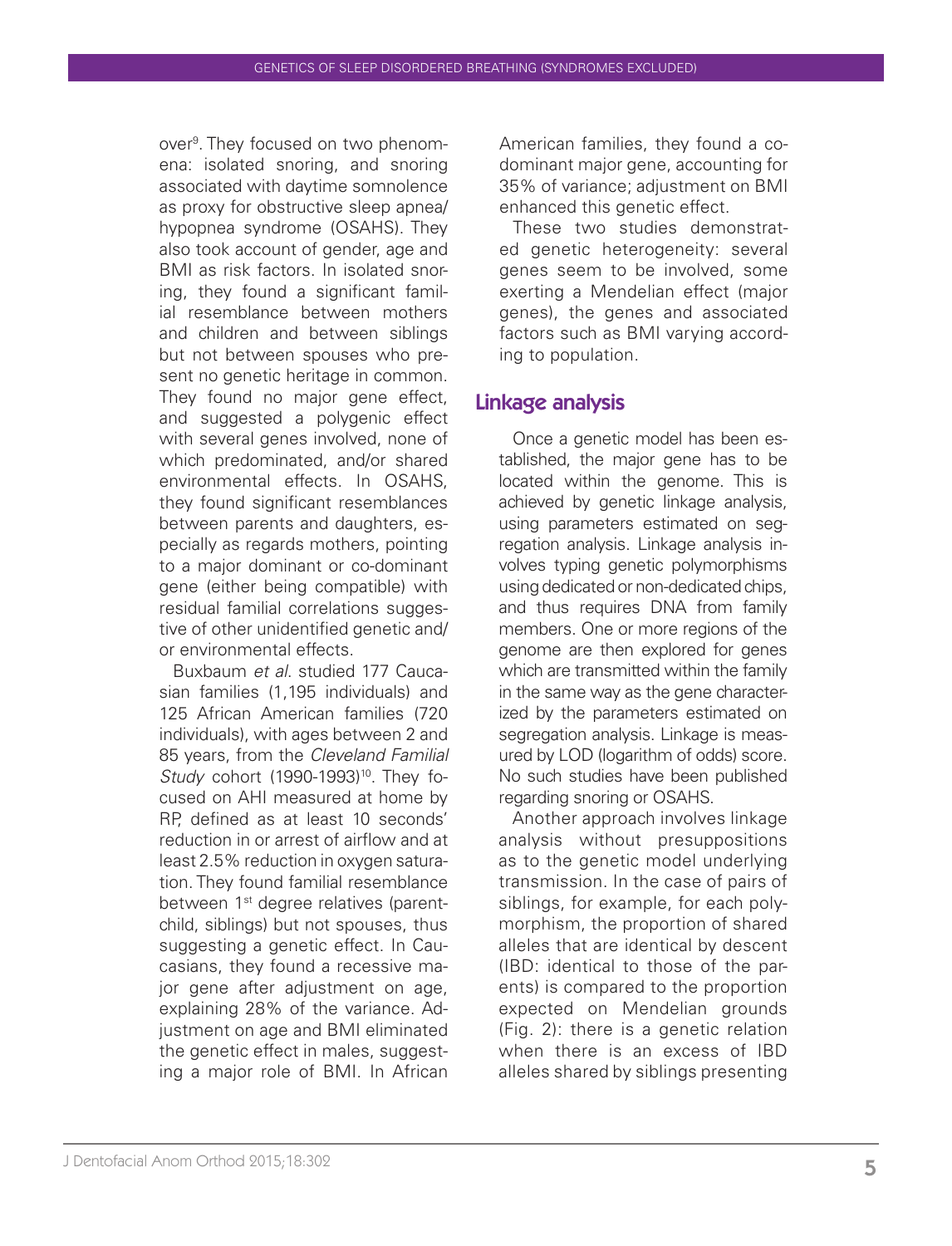over[9]. They focused on two phenomena: isolated snoring, and snoring associated with daytime somnolence as proxy for obstructive sleep apnea/hypopnea syndrome (OSAHS). They also took account of gender, age and BMI as risk factors. In isolated snoring, they found a significant familial resemblance between mothers and children and between siblings but not between spouses who present no genetic heritage in common. They found no major gene effect, and suggested a polygenic effect with several genes involved, none of which predominated, and/or shared environmental effects. In OSAHS, they found significant resemblances between parents and daughters, especially as regards mothers, pointing to a major dominant or co-dominant gene (either being compatible) with residual familial correlations suggestive of other unidentified genetic and/or environmental effects.

Buxbaum *et al.* studied 177 Caucasian families (1,195 individuals) and 125 African American families (720 individuals), with ages between 2 and 85 years, from the *Cleveland Familial Study* cohort (1990-1993)[10]. They focused on AHI measured at home by RP, defined as at least 10 seconds' reduction in or arrest of airflow and at least 2.5% reduction in oxygen saturation. They found familial resemblance between 1st degree relatives (parent-child, siblings) but not spouses, thus suggesting a genetic effect. In Caucasians, they found a recessive major gene after adjustment on age, explaining 28% of the variance. Adjustment on age and BMI eliminated the genetic effect in males, suggesting a major role of BMI. In African American families, they found a co-dominant major gene, accounting for 35% of variance; adjustment on BMI enhanced this genetic effect.

These two studies demonstrated genetic heterogeneity: several genes seem to be involved, some exerting a Mendelian effect (major genes), the genes and associated factors such as BMI varying according to population.

## Linkage analysis

Once a genetic model has been established, the major gene has to be located within the genome. This is achieved by genetic linkage analysis, using parameters estimated on segregation analysis. Linkage analysis involves typing genetic polymorphisms using dedicated or non-dedicated chips, and thus requires DNA from family members. One or more regions of the genome are then explored for genes which are transmitted within the family in the same way as the gene characterized by the parameters estimated on segregation analysis. Linkage is measured by LOD (logarithm of odds) score. No such studies have been published regarding snoring or OSAHS.

Another approach involves linkage analysis without presuppositions as to the genetic model underlying transmission. In the case of pairs of siblings, for example, for each polymorphism, the proportion of shared alleles that are identical by descent (IBD: identical to those of the parents) is compared to the proportion expected on Mendelian grounds (Fig. 2): there is a genetic relation when there is an excess of IBD alleles shared by siblings presenting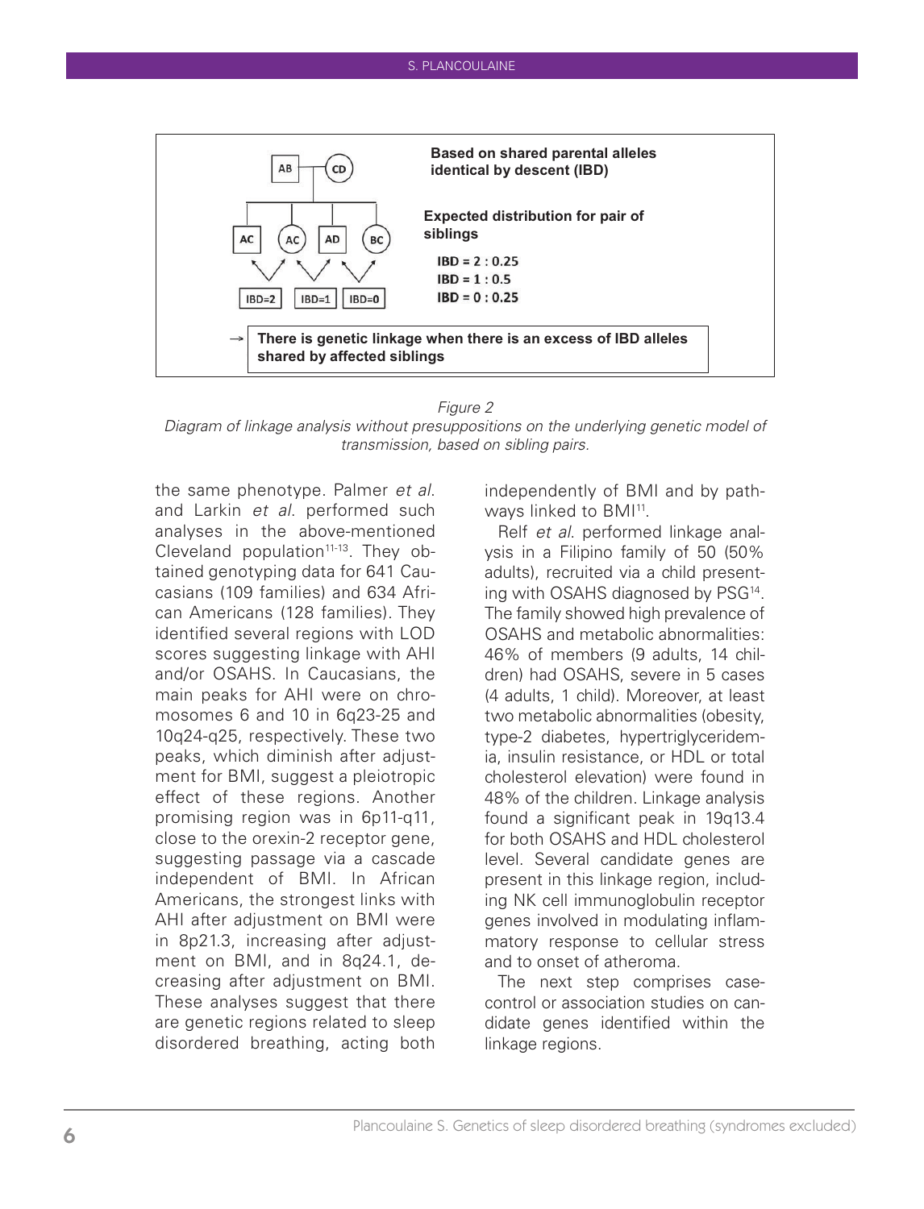Based on shared parental alleles identical by descent (IBD)

Expected distribution for pair of siblings

IBD = 2 : 0.25
IBD = 1 : 0.5
IBD = 0 : 0.25

→ There is genetic linkage when there is an excess of IBD alleles shared by affected siblings

*Figure 2*
*Diagram of linkage analysis without presuppositions on the underlying genetic model of transmission, based on sibling pairs.*

the same phenotype. Palmer *et al*. and Larkin *et al*. performed such analyses in the above-mentioned Cleveland population[11-13]. They obtained genotyping data for 641 Caucasians (109 families) and 634 African Americans (128 families). They identified several regions with LOD scores suggesting linkage with AHI and/or OSAHS. In Caucasians, the main peaks for AHI were on chromosomes 6 and 10 in 6q23-25 and 10q24-q25, respectively. These two peaks, which diminish after adjustment for BMI, suggest a pleiotropic effect of these regions. Another promising region was in 6p11-q11, close to the orexin-2 receptor gene, suggesting passage via a cascade independent of BMI. In African Americans, the strongest links with AHI after adjustment on BMI were in 8p21.3, increasing after adjustment on BMI, and in 8q24.1, decreasing after adjustment on BMI. These analyses suggest that there are genetic regions related to sleep disordered breathing, acting both independently of BMI and by pathways linked to BMI[11].

Relf *et al*. performed linkage analysis in a Filipino family of 50 (50% adults), recruited via a child presenting with OSAHS diagnosed by PSG[14]. The family showed high prevalence of OSAHS and metabolic abnormalities: 46% of members (9 adults, 14 children) had OSAHS, severe in 5 cases (4 adults, 1 child). Moreover, at least two metabolic abnormalities (obesity, type-2 diabetes, hypertriglyceridemia, insulin resistance, or HDL or total cholesterol elevation) were found in 48% of the children. Linkage analysis found a significant peak in 19q13.4 for both OSAHS and HDL cholesterol level. Several candidate genes are present in this linkage region, including NK cell immunoglobulin receptor genes involved in modulating inflammatory response to cellular stress and to onset of atheroma.

The next step comprises case-control or association studies on candidate genes identified within the linkage regions.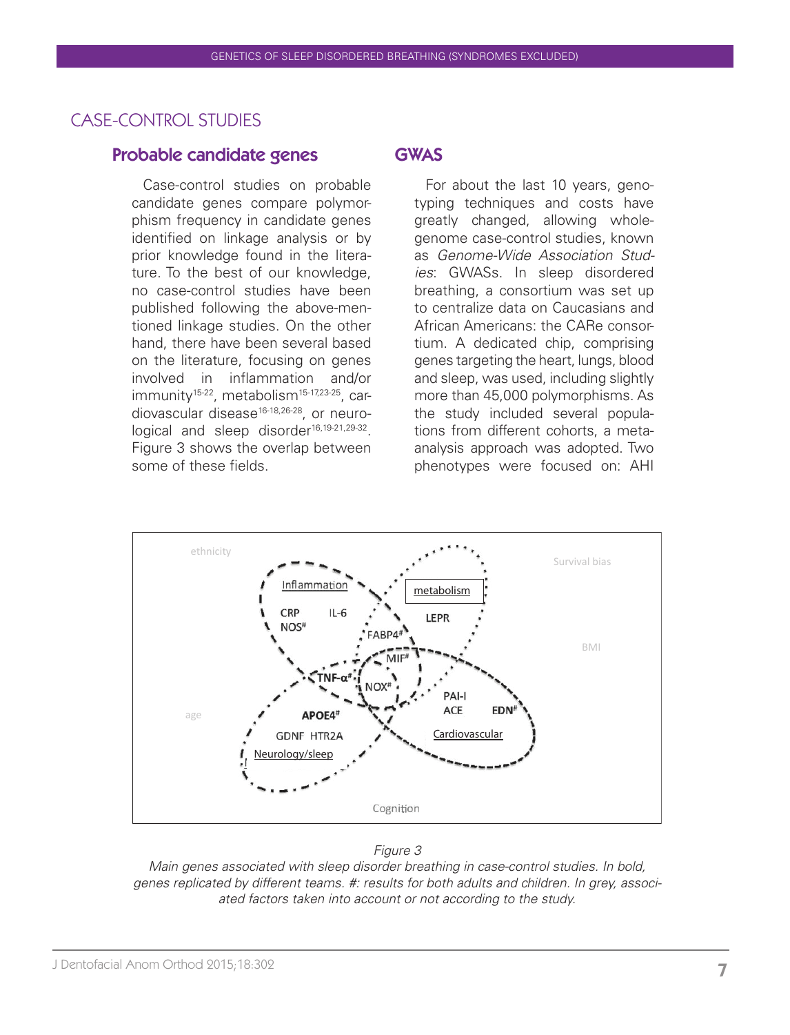## CASE-CONTROL STUDIES

### Probable candidate genes

Case-control studies on probable candidate genes compare polymorphism frequency in candidate genes identified on linkage analysis or by prior knowledge found in the literature. To the best of our knowledge, no case-control studies have been published following the above-mentioned linkage studies. On the other hand, there have been several based on the literature, focusing on genes involved in inflammation and/or immunity[15-22], metabolism[15-17,23-25], cardiovascular disease[16-18,26-28], or neurological and sleep disorder[16,19-21,29-32]. Figure 3 shows the overlap between some of these fields.

### GWAS

For about the last 10 years, genotyping techniques and costs have greatly changed, allowing whole-genome case-control studies, known as *Genome-Wide Association Studies*: GWASs. In sleep disordered breathing, a consortium was set up to centralize data on Caucasians and African Americans: the CARe consortium. A dedicated chip, comprising genes targeting the heart, lungs, blood and sleep, was used, including slightly more than 45,000 polymorphisms. As the study included several populations from different cohorts, a meta-analysis approach was adopted. Two phenotypes were focused on: AHI

*Figure 3*
*Main genes associated with sleep disorder breathing in case-control studies. In bold, genes replicated by different teams. #: results for both adults and children. In grey, associated factors taken into account or not according to the study.*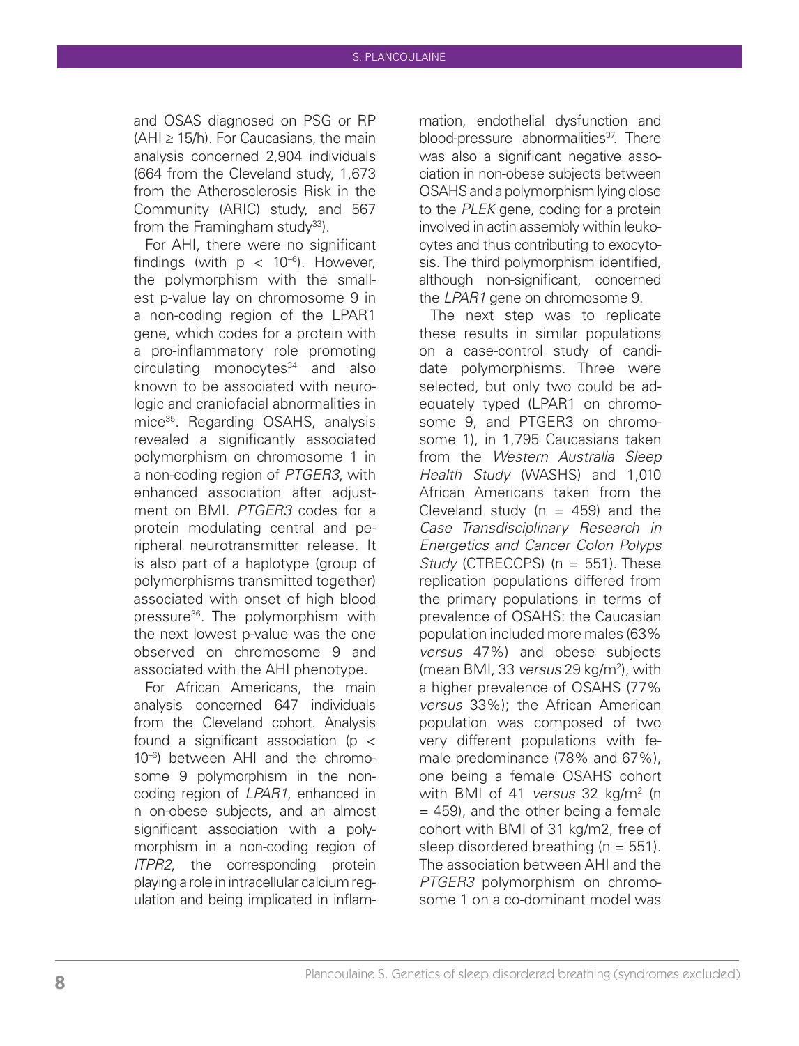and OSAS diagnosed on PSG or RP (AHI ≥ 15/h). For Caucasians, the main analysis concerned 2,904 individuals (664 from the Cleveland study, 1,673 from the Atherosclerosis Risk in the Community (ARIC) study, and 567 from the Framingham study[33]).

For AHI, there were no significant findings (with $p < 10^{-6}$). However, the polymorphism with the smallest p-value lay on chromosome 9 in a non-coding region of the LPAR1 gene, which codes for a protein with a pro-inflammatory role promoting circulating monocytes[34] and also known to be associated with neurologic and craniofacial abnormalities in mice[35]. Regarding OSAHS, analysis revealed a significantly associated polymorphism on chromosome 1 in a non-coding region of *PTGER3*, with enhanced association after adjustment on BMI. *PTGER3* codes for a protein modulating central and peripheral neurotransmitter release. It is also part of a haplotype (group of polymorphisms transmitted together) associated with onset of high blood pressure[36]. The polymorphism with the next lowest p-value was the one observed on chromosome 9 and associated with the AHI phenotype.

For African Americans, the main analysis concerned 647 individuals from the Cleveland cohort. Analysis found a significant association ($p < 10^{-6}$) between AHI and the chromosome 9 polymorphism in the non-coding region of *LPAR1*, enhanced in n on-obese subjects, and an almost significant association with a polymorphism in a non-coding region of *ITPR2*, the corresponding protein playing a role in intracellular calcium regulation and being implicated in inflammation, endothelial dysfunction and blood-pressure abnormalities[37]. There was also a significant negative association in non-obese subjects between OSAHS and a polymorphism lying close to the *PLEK* gene, coding for a protein involved in actin assembly within leukocytes and thus contributing to exocytosis. The third polymorphism identified, although non-significant, concerned the *LPAR1* gene on chromosome 9.

The next step was to replicate these results in similar populations on a case-control study of candidate polymorphisms. Three were selected, but only two could be adequately typed (LPAR1 on chromosome 9, and PTGER3 on chromosome 1), in 1,795 Caucasians taken from the *Western Australia Sleep Health Study* (WASHS) and 1,010 African Americans taken from the Cleveland study (n = 459) and the *Case Transdisciplinary Research in Energetics and Cancer Colon Polyps Study* (CTRECCPS) (n = 551). These replication populations differed from the primary populations in terms of prevalence of OSAHS: the Caucasian population included more males (63% *versus* 47%) and obese subjects (mean BMI, 33 *versus* 29 kg/m$^2$), with a higher prevalence of OSAHS (77% *versus* 33%); the African American population was composed of two very different populations with female predominance (78% and 67%), one being a female OSAHS cohort with BMI of 41 *versus* 32 kg/m$^2$ (n = 459), and the other being a female cohort with BMI of 31 kg/m2, free of sleep disordered breathing (n = 551). The association between AHI and the *PTGER3* polymorphism on chromosome 1 on a co-dominant model was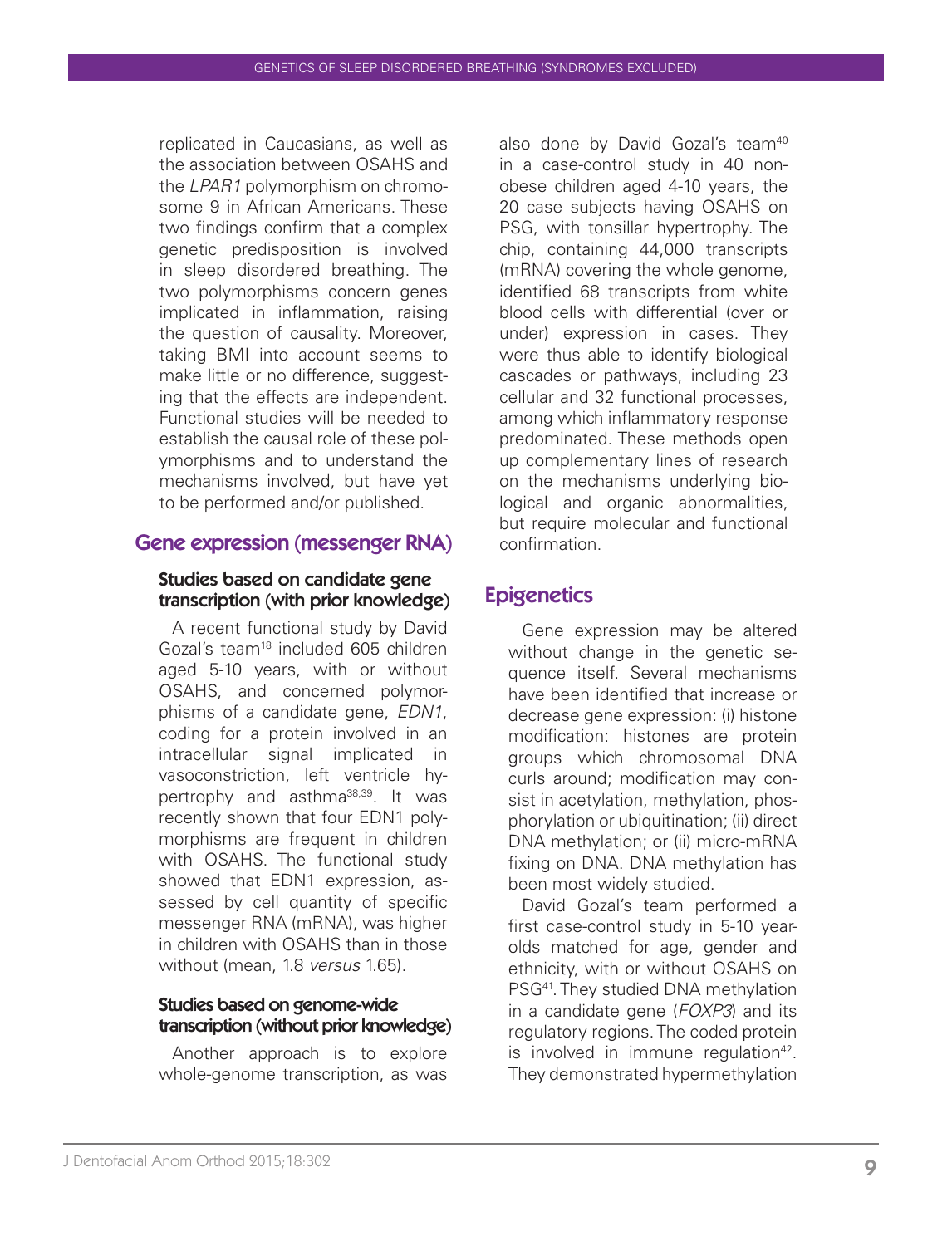replicated in Caucasians, as well as the association between OSAHS and the *LPAR1* polymorphism on chromosome 9 in African Americans. These two findings confirm that a complex genetic predisposition is involved in sleep disordered breathing. The two polymorphisms concern genes implicated in inflammation, raising the question of causality. Moreover, taking BMI into account seems to make little or no difference, suggesting that the effects are independent. Functional studies will be needed to establish the causal role of these polymorphisms and to understand the mechanisms involved, but have yet to be performed and/or published.

## Gene expression (messenger RNA)

### Studies based on candidate gene transcription (with prior knowledge)

A recent functional study by David Gozal's team[18] included 605 children aged 5-10 years, with or without OSAHS, and concerned polymorphisms of a candidate gene, *EDN1*, coding for a protein involved in an intracellular signal implicated in vasoconstriction, left ventricle hypertrophy and asthma[38,39]. It was recently shown that four EDN1 polymorphisms are frequent in children with OSAHS. The functional study showed that EDN1 expression, assessed by cell quantity of specific messenger RNA (mRNA), was higher in children with OSAHS than in those without (mean, 1.8 *versus* 1.65).

### Studies based on genome-wide transcription (without prior knowledge)

Another approach is to explore whole-genome transcription, as was also done by David Gozal's team[40] in a case-control study in 40 non-obese children aged 4-10 years, the 20 case subjects having OSAHS on PSG, with tonsillar hypertrophy. The chip, containing 44,000 transcripts (mRNA) covering the whole genome, identified 68 transcripts from white blood cells with differential (over or under) expression in cases. They were thus able to identify biological cascades or pathways, including 23 cellular and 32 functional processes, among which inflammatory response predominated. These methods open up complementary lines of research on the mechanisms underlying biological and organic abnormalities, but require molecular and functional confirmation.

## Epigenetics

Gene expression may be altered without change in the genetic sequence itself. Several mechanisms have been identified that increase or decrease gene expression: (i) histone modification: histones are protein groups which chromosomal DNA curls around; modification may consist in acetylation, methylation, phosphorylation or ubiquitination; (ii) direct DNA methylation; or (ii) micro-mRNA fixing on DNA. DNA methylation has been most widely studied.

David Gozal's team performed a first case-control study in 5-10 year-olds matched for age, gender and ethnicity, with or without OSAHS on PSG[41]. They studied DNA methylation in a candidate gene (*FOXP3*) and its regulatory regions. The coded protein is involved in immune regulation[42]. They demonstrated hypermethylation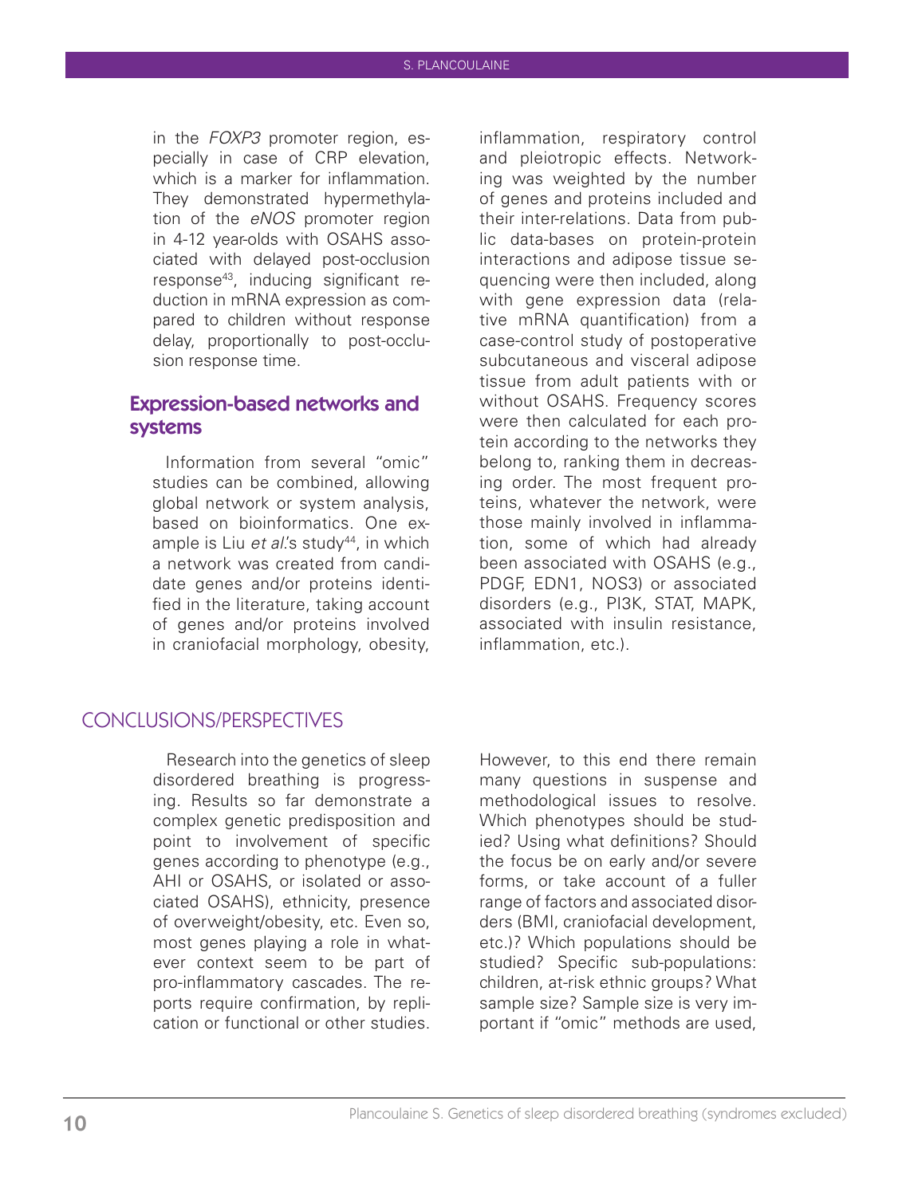in the *FOXP3* promoter region, especially in case of CRP elevation, which is a marker for inflammation. They demonstrated hypermethylation of the *eNOS* promoter region in 4-12 year-olds with OSAHS associated with delayed post-occlusion response[43], inducing significant reduction in mRNA expression as compared to children without response delay, proportionally to post-occlusion response time.

### Expression-based networks and systems

Information from several "omic" studies can be combined, allowing global network or system analysis, based on bioinformatics. One example is Liu *et al.*'s study[44], in which a network was created from candidate genes and/or proteins identified in the literature, taking account of genes and/or proteins involved in craniofacial morphology, obesity, inflammation, respiratory control and pleiotropic effects. Networking was weighted by the number of genes and proteins included and their inter-relations. Data from public data-bases on protein-protein interactions and adipose tissue sequencing were then included, along with gene expression data (relative mRNA quantification) from a case-control study of postoperative subcutaneous and visceral adipose tissue from adult patients with or without OSAHS. Frequency scores were then calculated for each protein according to the networks they belong to, ranking them in decreasing order. The most frequent proteins, whatever the network, were those mainly involved in inflammation, some of which had already been associated with OSAHS (e.g., PDGF, EDN1, NOS3) or associated disorders (e.g., PI3K, STAT, MAPK, associated with insulin resistance, inflammation, etc.).

## CONCLUSIONS/PERSPECTIVES

Research into the genetics of sleep disordered breathing is progressing. Results so far demonstrate a complex genetic predisposition and point to involvement of specific genes according to phenotype (e.g., AHI or OSAHS, or isolated or associated OSAHS), ethnicity, presence of overweight/obesity, etc. Even so, most genes playing a role in whatever context seem to be part of pro-inflammatory cascades. The reports require confirmation, by replication or functional or other studies. However, to this end there remain many questions in suspense and methodological issues to resolve. Which phenotypes should be studied? Using what definitions? Should the focus be on early and/or severe forms, or take account of a fuller range of factors and associated disorders (BMI, craniofacial development, etc.)? Which populations should be studied? Specific sub-populations: children, at-risk ethnic groups? What sample size? Sample size is very important if "omic" methods are used,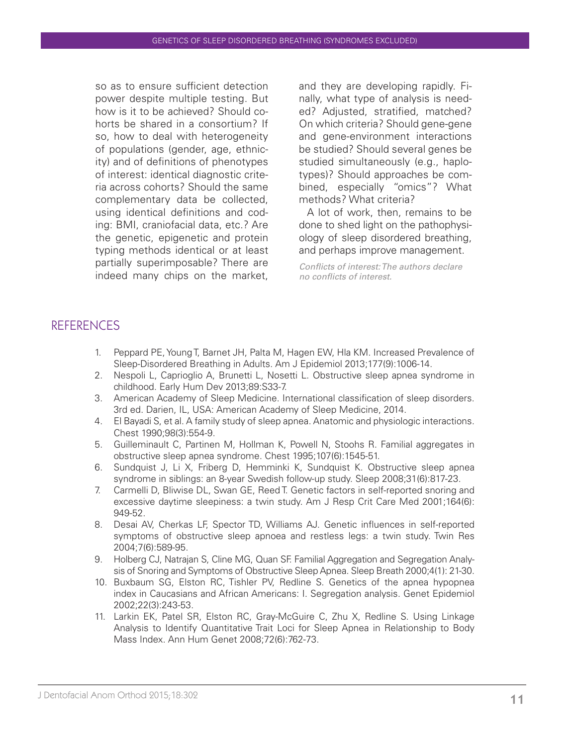so as to ensure sufficient detection power despite multiple testing. But how is it to be achieved? Should cohorts be shared in a consortium? If so, how to deal with heterogeneity of populations (gender, age, ethnicity) and of definitions of phenotypes of interest: identical diagnostic criteria across cohorts? Should the same complementary data be collected, using identical definitions and coding: BMI, craniofacial data, etc.? Are the genetic, epigenetic and protein typing methods identical or at least partially superimposable? There are indeed many chips on the market, and they are developing rapidly. Finally, what type of analysis is needed? Adjusted, stratified, matched? On which criteria? Should gene-gene and gene-environment interactions be studied? Should several genes be studied simultaneously (e.g., haplotypes)? Should approaches be combined, especially "omics"? What methods? What criteria?

A lot of work, then, remains to be done to shed light on the pathophysiology of sleep disordered breathing, and perhaps improve management.

*Conflicts of interest: The authors declare no conflicts of interest.*

## REFERENCES

1. Peppard PE, Young T, Barnet JH, Palta M, Hagen EW, Hla KM. Increased Prevalence of Sleep-Disordered Breathing in Adults. Am J Epidemiol 2013;177(9):1006-14.
2. Nespoli L, Caprioglio A, Brunetti L, Nosetti L. Obstructive sleep apnea syndrome in childhood. Early Hum Dev 2013;89:S33-7.
3. American Academy of Sleep Medicine. International classification of sleep disorders. 3rd ed. Darien, IL, USA: American Academy of Sleep Medicine, 2014.
4. El Bayadi S, et al. A family study of sleep apnea. Anatomic and physiologic interactions. Chest 1990;98(3):554-9.
5. Guilleminault C, Partinen M, Hollman K, Powell N, Stoohs R. Familial aggregates in obstructive sleep apnea syndrome. Chest 1995;107(6):1545-51.
6. Sundquist J, Li X, Friberg D, Hemminki K, Sundquist K. Obstructive sleep apnea syndrome in siblings: an 8-year Swedish follow-up study. Sleep 2008;31(6):817-23.
7. Carmelli D, Bliwise DL, Swan GE, Reed T. Genetic factors in self-reported snoring and excessive daytime sleepiness: a twin study. Am J Resp Crit Care Med 2001;164(6):949-52.
8. Desai AV, Cherkas LF, Spector TD, Williams AJ. Genetic influences in self-reported symptoms of obstructive sleep apnoea and restless legs: a twin study. Twin Res 2004;7(6):589-95.
9. Holberg CJ, Natrajan S, Cline MG, Quan SF. Familial Aggregation and Segregation Analysis of Snoring and Symptoms of Obstructive Sleep Apnea. Sleep Breath 2000;4(1): 21-30.
10. Buxbaum SG, Elston RC, Tishler PV, Redline S. Genetics of the apnea hypopnea index in Caucasians and African Americans: I. Segregation analysis. Genet Epidemiol 2002;22(3):243-53.
11. Larkin EK, Patel SR, Elston RC, Gray-McGuire C, Zhu X, Redline S. Using Linkage Analysis to Identify Quantitative Trait Loci for Sleep Apnea in Relationship to Body Mass Index. Ann Hum Genet 2008;72(6):762-73.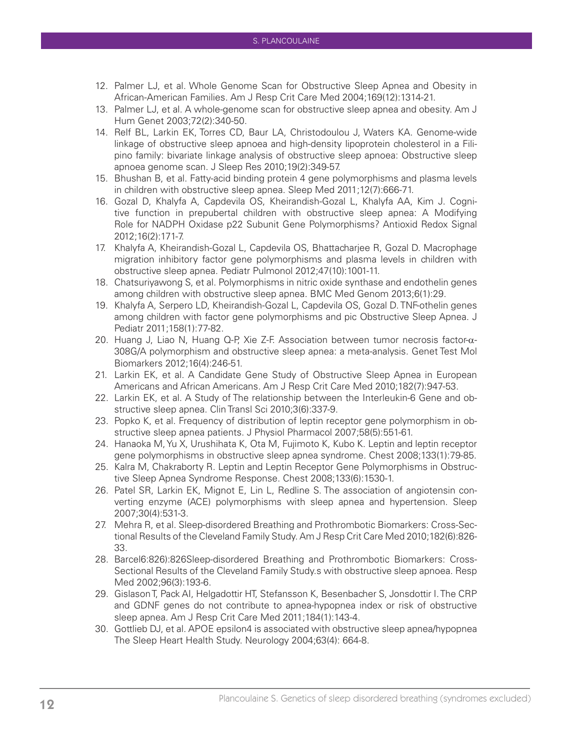12. Palmer LJ, et al. Whole Genome Scan for Obstructive Sleep Apnea and Obesity in African-American Families. Am J Resp Crit Care Med 2004;169(12):1314-21.
13. Palmer LJ, et al. A whole-genome scan for obstructive sleep apnea and obesity. Am J Hum Genet 2003;72(2):340-50.
14. Relf BL, Larkin EK, Torres CD, Baur LA, Christodoulou J, Waters KA. Genome-wide linkage of obstructive sleep apnoea and high-density lipoprotein cholesterol in a Filipino family: bivariate linkage analysis of obstructive sleep apnoea: Obstructive sleep apnoea genome scan. J Sleep Res 2010;19(2):349-57.
15. Bhushan B, et al. Fatty-acid binding protein 4 gene polymorphisms and plasma levels in children with obstructive sleep apnea. Sleep Med 2011;12(7):666-71.
16. Gozal D, Khalyfa A, Capdevila OS, Kheirandish-Gozal L, Khalyfa AA, Kim J. Cognitive function in prepubertal children with obstructive sleep apnea: A Modifying Role for NADPH Oxidase p22 Subunit Gene Polymorphisms? Antioxid Redox Signal 2012;16(2):171-7.
17. Khalyfa A, Kheirandish-Gozal L, Capdevila OS, Bhattacharjee R, Gozal D. Macrophage migration inhibitory factor gene polymorphisms and plasma levels in children with obstructive sleep apnea. Pediatr Pulmonol 2012;47(10):1001-11.
18. Chatsuriyawong S, et al. Polymorphisms in nitric oxide synthase and endothelin genes among children with obstructive sleep apnea. BMC Med Genom 2013;6(1):29.
19. Khalyfa A, Serpero LD, Kheirandish-Gozal L, Capdevila OS, Gozal D. TNF-othelin genes among children with factor gene polymorphisms and pic Obstructive Sleep Apnea. J Pediatr 2011;158(1):77-82.
20. Huang J, Liao N, Huang Q-P, Xie Z-F. Association between tumor necrosis factor-$\alpha$-308G/A polymorphism and obstructive sleep apnea: a meta-analysis. Genet Test Mol Biomarkers 2012;16(4):246-51.
21. Larkin EK, et al. A Candidate Gene Study of Obstructive Sleep Apnea in European Americans and African Americans. Am J Resp Crit Care Med 2010;182(7):947-53.
22. Larkin EK, et al. A Study of The relationship between the Interleukin-6 Gene and obstructive sleep apnea. Clin Transl Sci 2010;3(6):337-9.
23. Popko K, et al. Frequency of distribution of leptin receptor gene polymorphism in obstructive sleep apnea patients. J Physiol Pharmacol 2007;58(5):551-61.
24. Hanaoka M, Yu X, Urushihata K, Ota M, Fujimoto K, Kubo K. Leptin and leptin receptor gene polymorphisms in obstructive sleep apnea syndrome. Chest 2008;133(1):79-85.
25. Kalra M, Chakraborty R. Leptin and Leptin Receptor Gene Polymorphisms in Obstructive Sleep Apnea Syndrome Response. Chest 2008;133(6):1530-1.
26. Patel SR, Larkin EK, Mignot E, Lin L, Redline S. The association of angiotensin converting enzyme (ACE) polymorphisms with sleep apnea and hypertension. Sleep 2007;30(4):531-3.
27. Mehra R, et al. Sleep-disordered Breathing and Prothrombotic Biomarkers: Cross-Sectional Results of the Cleveland Family Study. Am J Resp Crit Care Med 2010;182(6):826-33.
28. Barcel6:826):826Sleep-disordered Breathing and Prothrombotic Biomarkers: Cross-Sectional Results of the Cleveland Family Study.s with obstructive sleep apnoea. Resp Med 2002;96(3):193-6.
29. Gislason T, Pack AI, Helgadottir HT, Stefansson K, Besenbacher S, Jonsdottir I. The CRP and GDNF genes do not contribute to apnea-hypopnea index or risk of obstructive sleep apnea. Am J Resp Crit Care Med 2011;184(1):143-4.
30. Gottlieb DJ, et al. APOE epsilon4 is associated with obstructive sleep apnea/hypopnea The Sleep Heart Health Study. Neurology 2004;63(4): 664-8.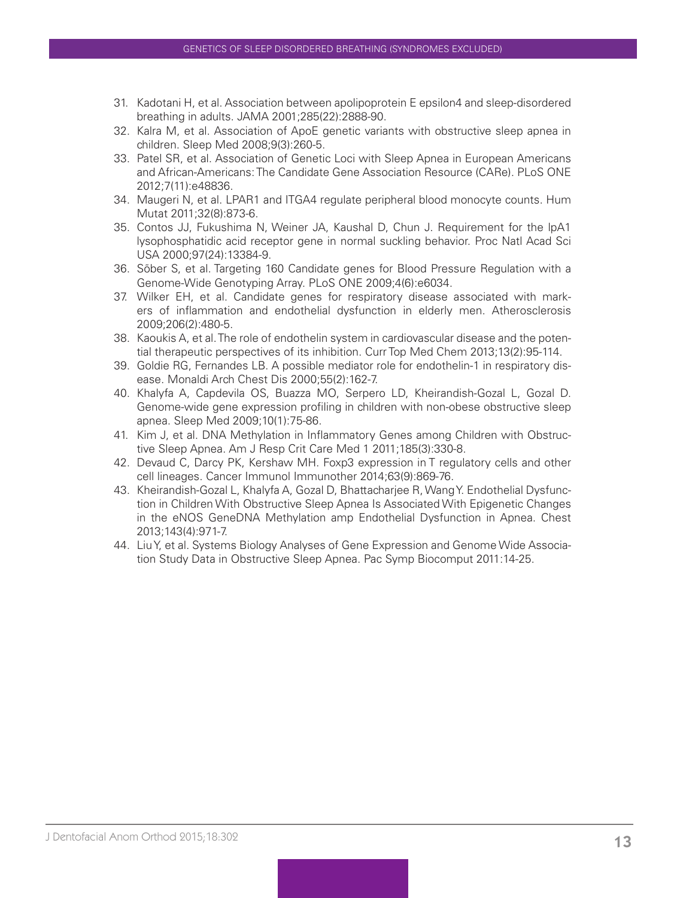31. Kadotani H, et al. Association between apolipoprotein E epsilon4 and sleep-disordered breathing in adults. JAMA 2001;285(22):2888-90.
32. Kalra M, et al. Association of ApoE genetic variants with obstructive sleep apnea in children. Sleep Med 2008;9(3):260-5.
33. Patel SR, et al. Association of Genetic Loci with Sleep Apnea in European Americans and African-Americans: The Candidate Gene Association Resource (CARe). PLoS ONE 2012;7(11):e48836.
34. Maugeri N, et al. LPAR1 and ITGA4 regulate peripheral blood monocyte counts. Hum Mutat 2011;32(8):873-6.
35. Contos JJ, Fukushima N, Weiner JA, Kaushal D, Chun J. Requirement for the lpA1 lysophosphatidic acid receptor gene in normal suckling behavior. Proc Natl Acad Sci USA 2000;97(24):13384-9.
36. Sõber S, et al. Targeting 160 Candidate genes for Blood Pressure Regulation with a Genome-Wide Genotyping Array. PLoS ONE 2009;4(6):e6034.
37. Wilker EH, et al. Candidate genes for respiratory disease associated with markers of inflammation and endothelial dysfunction in elderly men. Atherosclerosis 2009;206(2):480-5.
38. Kaoukis A, et al. The role of endothelin system in cardiovascular disease and the potential therapeutic perspectives of its inhibition. Curr Top Med Chem 2013;13(2):95-114.
39. Goldie RG, Fernandes LB. A possible mediator role for endothelin-1 in respiratory disease. Monaldi Arch Chest Dis 2000;55(2):162-7.
40. Khalyfa A, Capdevila OS, Buazza MO, Serpero LD, Kheirandish-Gozal L, Gozal D. Genome-wide gene expression profiling in children with non-obese obstructive sleep apnea. Sleep Med 2009;10(1):75-86.
41. Kim J, et al. DNA Methylation in Inflammatory Genes among Children with Obstructive Sleep Apnea. Am J Resp Crit Care Med 1 2011;185(3):330-8.
42. Devaud C, Darcy PK, Kershaw MH. Foxp3 expression in T regulatory cells and other cell lineages. Cancer Immunol Immunother 2014;63(9):869-76.
43. Kheirandish-Gozal L, Khalyfa A, Gozal D, Bhattacharjee R, Wang Y. Endothelial Dysfunction in Children With Obstructive Sleep Apnea Is Associated With Epigenetic Changes in the eNOS GeneDNA Methylation amp Endothelial Dysfunction in Apnea. Chest 2013;143(4):971-7.
44. Liu Y, et al. Systems Biology Analyses of Gene Expression and Genome Wide Association Study Data in Obstructive Sleep Apnea. Pac Symp Biocomput 2011:14-25.